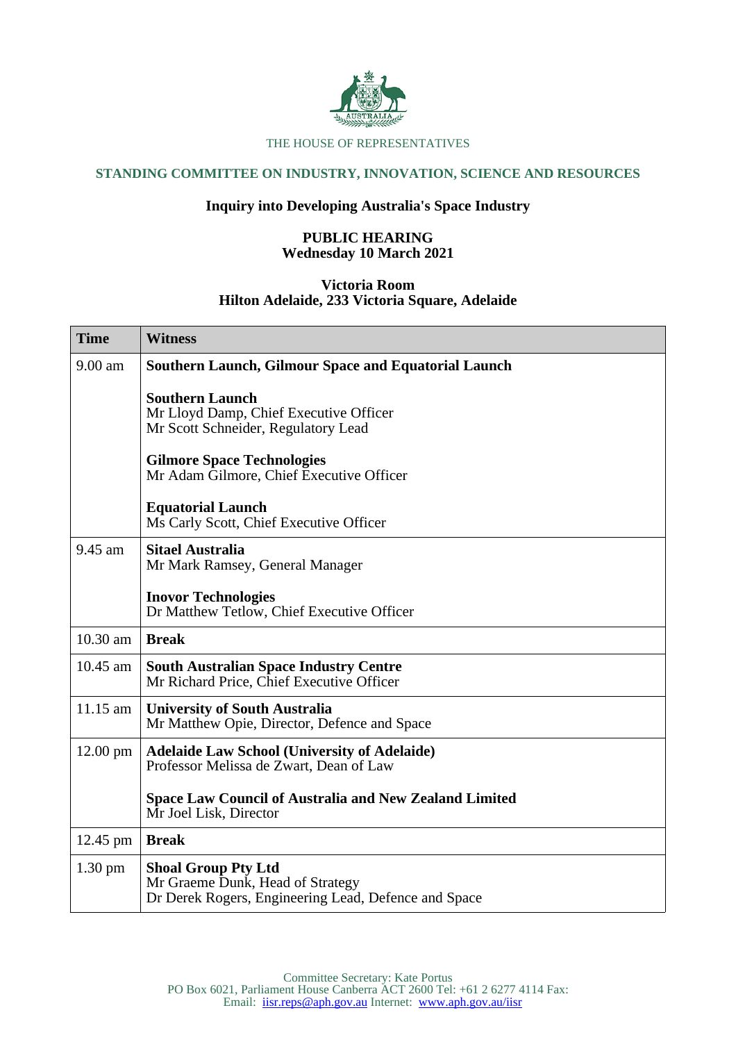THE HOUSE OF REPRESENTATIVES

## STANDING COMMITTEE ON INDUSTRY, INNOVATION, SCIENCE AND RESOURCES

### Inquiry into Developing Australia's Space Industry

**PUBLIC HEARING**
**Wednesday 10 March 2021**

**Victoria Room**
**Hilton Adelaide, 233 Victoria Square, Adelaide**

| Time | Witness |
|---|---|
| 9.00 am | **Southern Launch, Gilmour Space and Equatorial Launch**<br><br>**Southern Launch**<br>Mr Lloyd Damp, Chief Executive Officer<br>Mr Scott Schneider, Regulatory Lead<br><br>**Gilmore Space Technologies**<br>Mr Adam Gilmore, Chief Executive Officer<br><br>**Equatorial Launch**<br>Ms Carly Scott, Chief Executive Officer |
| 9.45 am | **Sitael Australia**<br>Mr Mark Ramsey, General Manager<br><br>**Inovor Technologies**<br>Dr Matthew Tetlow, Chief Executive Officer |
| 10.30 am | **Break** |
| 10.45 am | **South Australian Space Industry Centre**<br>Mr Richard Price, Chief Executive Officer |
| 11.15 am | **University of South Australia**<br>Mr Matthew Opie, Director, Defence and Space |
| 12.00 pm | **Adelaide Law School (University of Adelaide)**<br>Professor Melissa de Zwart, Dean of Law<br><br>**Space Law Council of Australia and New Zealand Limited**<br>Mr Joel Lisk, Director |
| 12.45 pm | **Break** |
| 1.30 pm | **Shoal Group Pty Ltd**<br>Mr Graeme Dunk, Head of Strategy<br>Dr Derek Rogers, Engineering Lead, Defence and Space |

Committee Secretary: Kate Portus
PO Box 6021, Parliament House Canberra ACT 2600 Tel: +61 2 6277 4114 Fax:
Email: iisr.reps@aph.gov.au Internet: www.aph.gov.au/iisr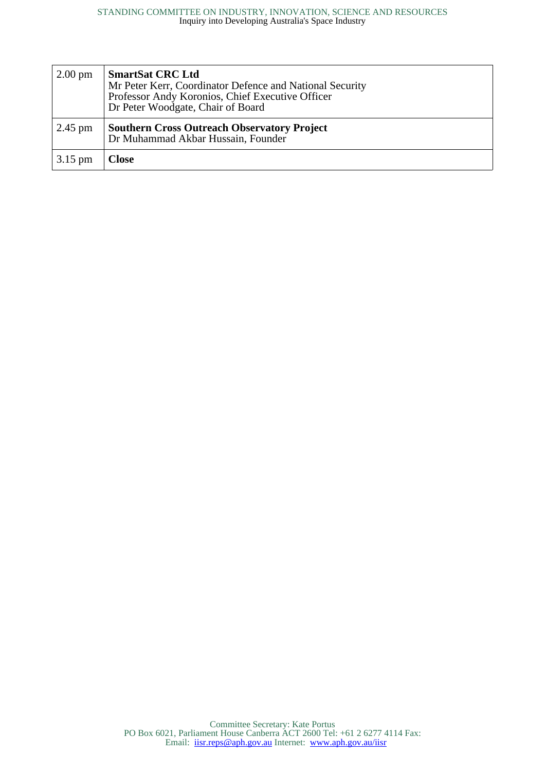| | |
|---|---|
| 2.00 pm | **SmartSat CRC Ltd**<br>Mr Peter Kerr, Coordinator Defence and National Security<br>Professor Andy Koronios, Chief Executive Officer<br>Dr Peter Woodgate, Chair of Board |
| 2.45 pm | **Southern Cross Outreach Observatory Project**<br>Dr Muhammad Akbar Hussain, Founder |
| 3.15 pm | **Close** |

Committee Secretary: Kate Portus
PO Box 6021, Parliament House Canberra ACT 2600 Tel: +61 2 6277 4114 Fax:
Email: iisr.reps@aph.gov.au Internet: www.aph.gov.au/iisr